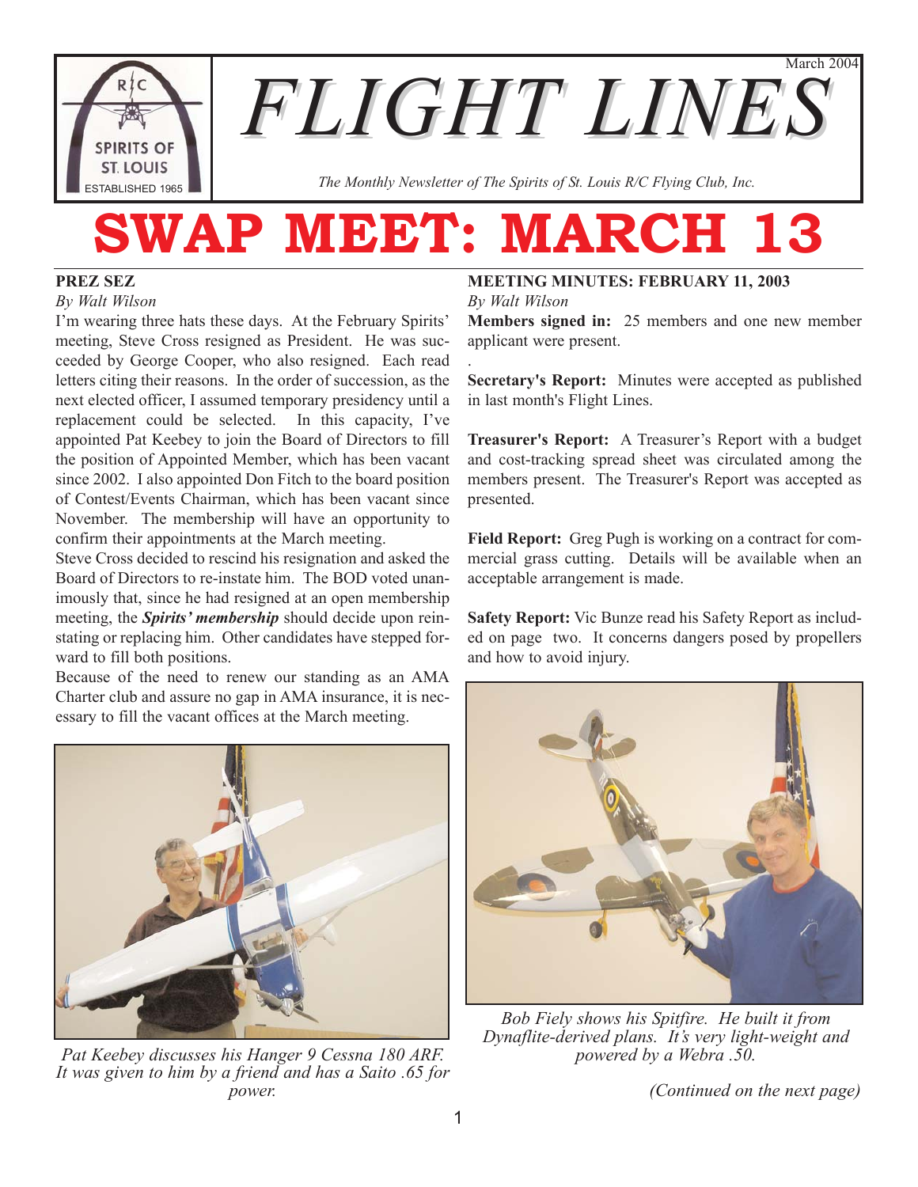March 2004

# FLIGHT LINES

*The Monthly Newsletter of The Spirits of St. Louis R/C Flying Club, Inc.*

# SWAP MEET: MARCH 13

## PREZ SEZ

*By Walt Wilson*

I'm wearing three hats these days. At the February Spirits' meeting, Steve Cross resigned as President. He was succeeded by George Cooper, who also resigned. Each read letters citing their reasons. In the order of succession, as the next elected officer, I assumed temporary presidency until a replacement could be selected. In this capacity, I've appointed Pat Keebey to join the Board of Directors to fill the position of Appointed Member, which has been vacant since 2002. I also appointed Don Fitch to the board position of Contest/Events Chairman, which has been vacant since November. The membership will have an opportunity to confirm their appointments at the March meeting.

Steve Cross decided to rescind his resignation and asked the Board of Directors to re-instate him. The BOD voted unanimously that, since he had resigned at an open membership meeting, the ***Spirits' membership*** should decide upon reinstating or replacing him. Other candidates have stepped forward to fill both positions.

Because of the need to renew our standing as an AMA Charter club and assure no gap in AMA insurance, it is necessary to fill the vacant offices at the March meeting.

*Pat Keebey discusses his Hanger 9 Cessna 180 ARF. It was given to him by a friend and has a Saito .65 for power.*

## MEETING MINUTES: FEBRUARY 11, 2003

*By Walt Wilson*

**Members signed in:** 25 members and one new member applicant were present.

**Secretary's Report:** Minutes were accepted as published in last month's Flight Lines.

**Treasurer's Report:** A Treasurer's Report with a budget and cost-tracking spread sheet was circulated among the members present. The Treasurer's Report was accepted as presented.

**Field Report:** Greg Pugh is working on a contract for commercial grass cutting. Details will be available when an acceptable arrangement is made.

**Safety Report:** Vic Bunze read his Safety Report as included on page two. It concerns dangers posed by propellers and how to avoid injury.

*Bob Fiely shows his Spitfire. He built it from Dynaflite-derived plans. It's very light-weight and powered by a Webra .50.*

*(Continued on the next page)*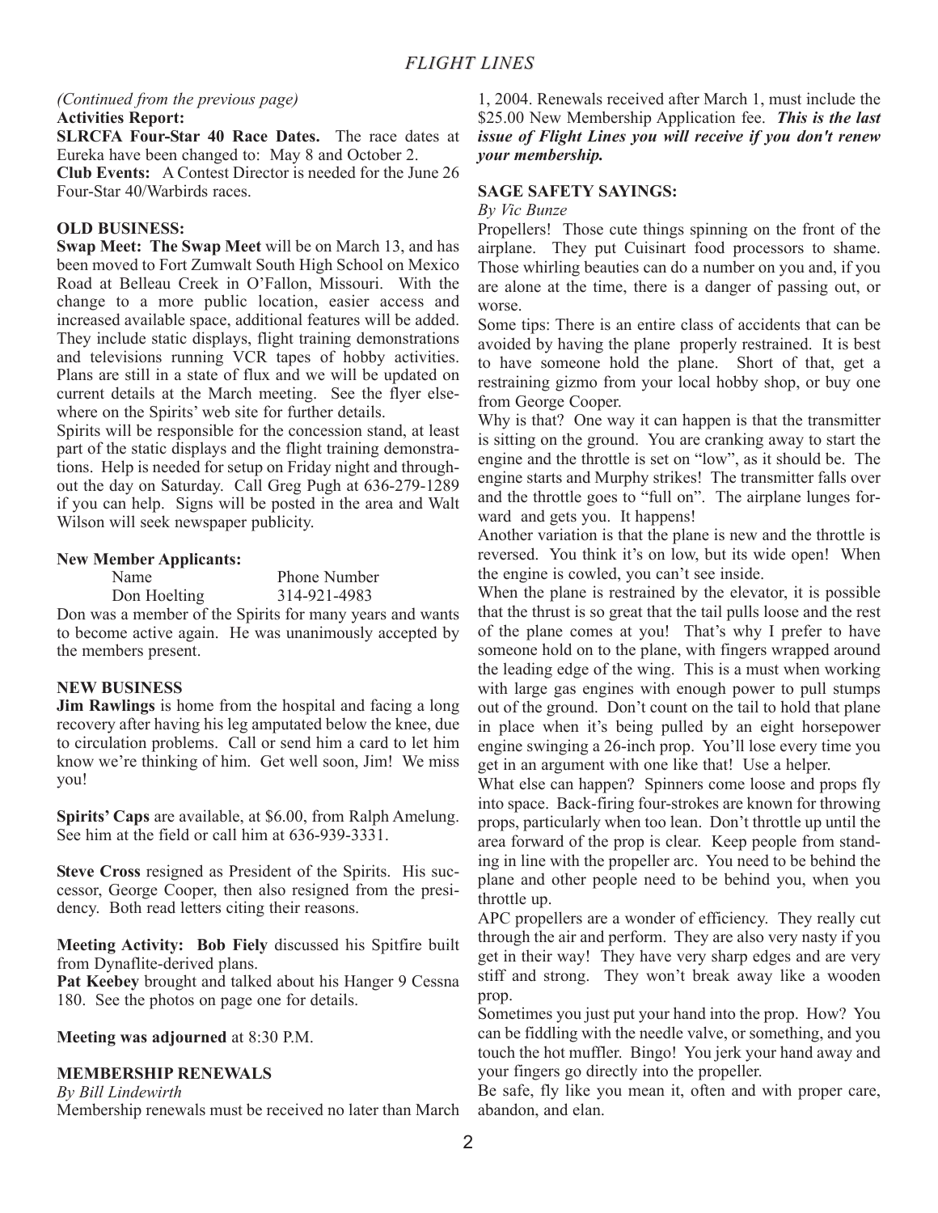*(Continued from the previous page)*

**Activities Report:**

**SLRCFA Four-Star 40 Race Dates.** The race dates at Eureka have been changed to: May 8 and October 2.

**Club Events:** A Contest Director is needed for the June 26 Four-Star 40/Warbirds races.

## OLD BUSINESS:

**Swap Meet: The Swap Meet** will be on March 13, and has been moved to Fort Zumwalt South High School on Mexico Road at Belleau Creek in O'Fallon, Missouri. With the change to a more public location, easier access and increased available space, additional features will be added. They include static displays, flight training demonstrations and televisions running VCR tapes of hobby activities. Plans are still in a state of flux and we will be updated on current details at the March meeting. See the flyer elsewhere on the Spirits' web site for further details.

Spirits will be responsible for the concession stand, at least part of the static displays and the flight training demonstrations. Help is needed for setup on Friday night and throughout the day on Saturday. Call Greg Pugh at 636-279-1289 if you can help. Signs will be posted in the area and Walt Wilson will seek newspaper publicity.

**New Member Applicants:**

| Name | Phone Number |
|---|---|
| Don Hoelting | 314-921-4983 |

Don was a member of the Spirits for many years and wants to become active again. He was unanimously accepted by the members present.

## NEW BUSINESS

**Jim Rawlings** is home from the hospital and facing a long recovery after having his leg amputated below the knee, due to circulation problems. Call or send him a card to let him know we're thinking of him. Get well soon, Jim! We miss you!

**Spirits' Caps** are available, at $6.00, from Ralph Amelung. See him at the field or call him at 636-939-3331.

**Steve Cross** resigned as President of the Spirits. His successor, George Cooper, then also resigned from the presidency. Both read letters citing their reasons.

**Meeting Activity: Bob Fiely** discussed his Spitfire built from Dynaflite-derived plans.

**Pat Keebey** brought and talked about his Hanger 9 Cessna 180. See the photos on page one for details.

**Meeting was adjourned** at 8:30 P.M.

## MEMBERSHIP RENEWALS

*By Bill Lindewirth*

Membership renewals must be received no later than March 1, 2004. Renewals received after March 1, must include the $25.00 New Membership Application fee. ***This is the last issue of Flight Lines you will receive if you don't renew your membership.***

## SAGE SAFETY SAYINGS:

*By Vic Bunze*

Propellers! Those cute things spinning on the front of the airplane. They put Cuisinart food processors to shame. Those whirling beauties can do a number on you and, if you are alone at the time, there is a danger of passing out, or worse.

Some tips: There is an entire class of accidents that can be avoided by having the plane properly restrained. It is best to have someone hold the plane. Short of that, get a restraining gizmo from your local hobby shop, or buy one from George Cooper.

Why is that? One way it can happen is that the transmitter is sitting on the ground. You are cranking away to start the engine and the throttle is set on "low", as it should be. The engine starts and Murphy strikes! The transmitter falls over and the throttle goes to "full on". The airplane lunges forward and gets you. It happens!

Another variation is that the plane is new and the throttle is reversed. You think it's on low, but its wide open! When the engine is cowled, you can't see inside.

When the plane is restrained by the elevator, it is possible that the thrust is so great that the tail pulls loose and the rest of the plane comes at you! That's why I prefer to have someone hold on to the plane, with fingers wrapped around the leading edge of the wing. This is a must when working with large gas engines with enough power to pull stumps out of the ground. Don't count on the tail to hold that plane in place when it's being pulled by an eight horsepower engine swinging a 26-inch prop. You'll lose every time you get in an argument with one like that! Use a helper.

What else can happen? Spinners come loose and props fly into space. Back-firing four-strokes are known for throwing props, particularly when too lean. Don't throttle up until the area forward of the prop is clear. Keep people from standing in line with the propeller arc. You need to be behind the plane and other people need to be behind you, when you throttle up.

APC propellers are a wonder of efficiency. They really cut through the air and perform. They are also very nasty if you get in their way! They have very sharp edges and are very stiff and strong. They won't break away like a wooden prop.

Sometimes you just put your hand into the prop. How? You can be fiddling with the needle valve, or something, and you touch the hot muffler. Bingo! You jerk your hand away and your fingers go directly into the propeller.

Be safe, fly like you mean it, often and with proper care, abandon, and elan.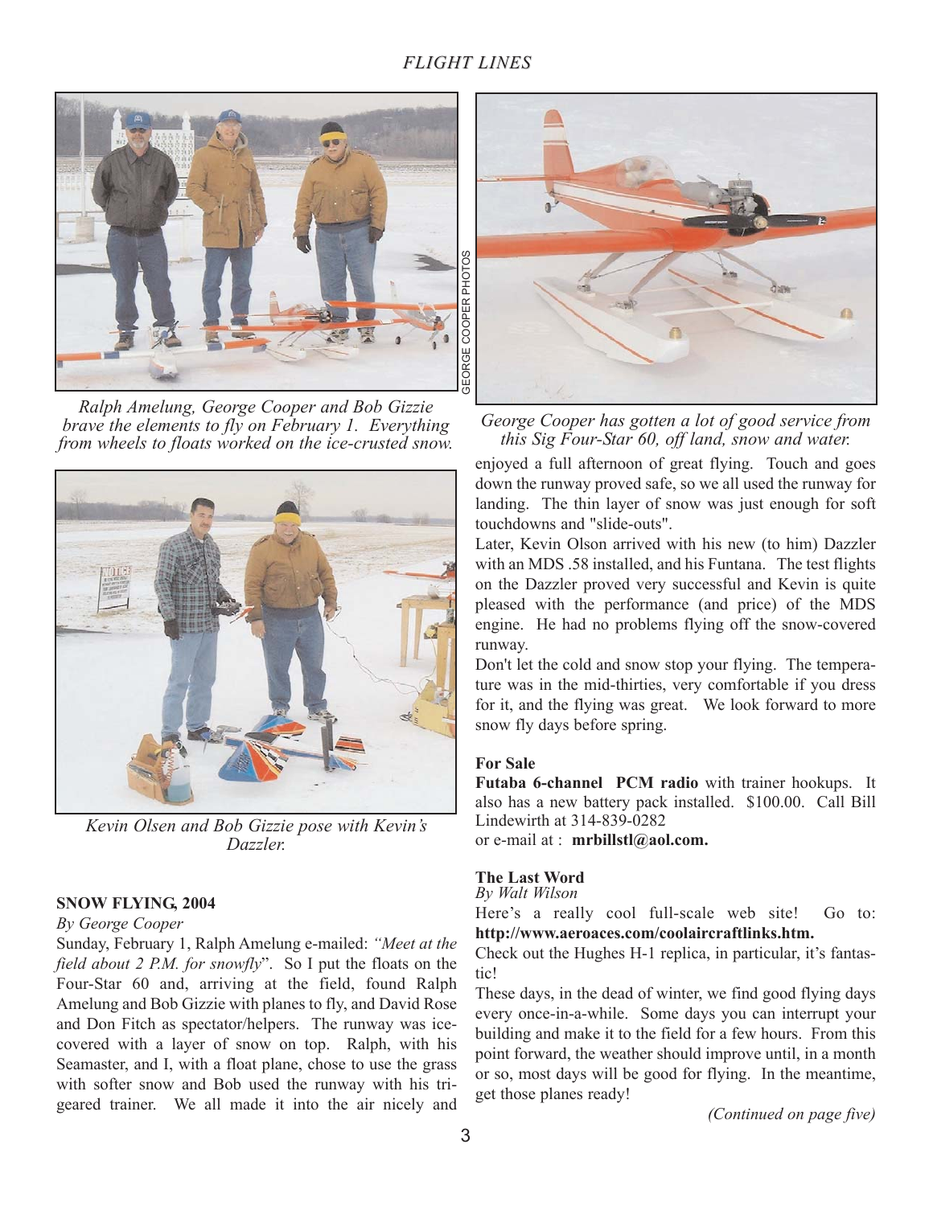Ralph Amelung, George Cooper and Bob Gizzie brave the elements to fly on February 1. Everything from wheels to floats worked on the ice-crusted snow.

GEORGE COOPER PHOTOS

George Cooper has gotten a lot of good service from this Sig Four-Star 60, off land, snow and water.

Kevin Olsen and Bob Gizzie pose with Kevin's Dazzler.

## SNOW FLYING, 2004

*By George Cooper*

Sunday, February 1, Ralph Amelung e-mailed: *"Meet at the field about 2 P.M. for snowfly*". So I put the floats on the Four-Star 60 and, arriving at the field, found Ralph Amelung and Bob Gizzie with planes to fly, and David Rose and Don Fitch as spectator/helpers. The runway was ice-covered with a layer of snow on top. Ralph, with his Seamaster, and I, with a float plane, chose to use the grass with softer snow and Bob used the runway with his tri-geared trainer. We all made it into the air nicely and enjoyed a full afternoon of great flying. Touch and goes down the runway proved safe, so we all used the runway for landing. The thin layer of snow was just enough for soft touchdowns and "slide-outs".

Later, Kevin Olson arrived with his new (to him) Dazzler with an MDS .58 installed, and his Funtana. The test flights on the Dazzler proved very successful and Kevin is quite pleased with the performance (and price) of the MDS engine. He had no problems flying off the snow-covered runway.

Don't let the cold and snow stop your flying. The temperature was in the mid-thirties, very comfortable if you dress for it, and the flying was great. We look forward to more snow fly days before spring.

## For Sale

**Futaba 6-channel PCM radio** with trainer hookups. It also has a new battery pack installed. $100.00. Call Bill Lindewirth at 314-839-0282
or e-mail at : **mrbillstl@aol.com.**

## The Last Word

*By Walt Wilson*

Here's a really cool full-scale web site! Go to: **http://www.aeroaces.com/coolaircraftlinks.htm.**

Check out the Hughes H-1 replica, in particular, it's fantastic!

These days, in the dead of winter, we find good flying days every once-in-a-while. Some days you can interrupt your building and make it to the field for a few hours. From this point forward, the weather should improve until, in a month or so, most days will be good for flying. In the meantime, get those planes ready!

*(Continued on page five)*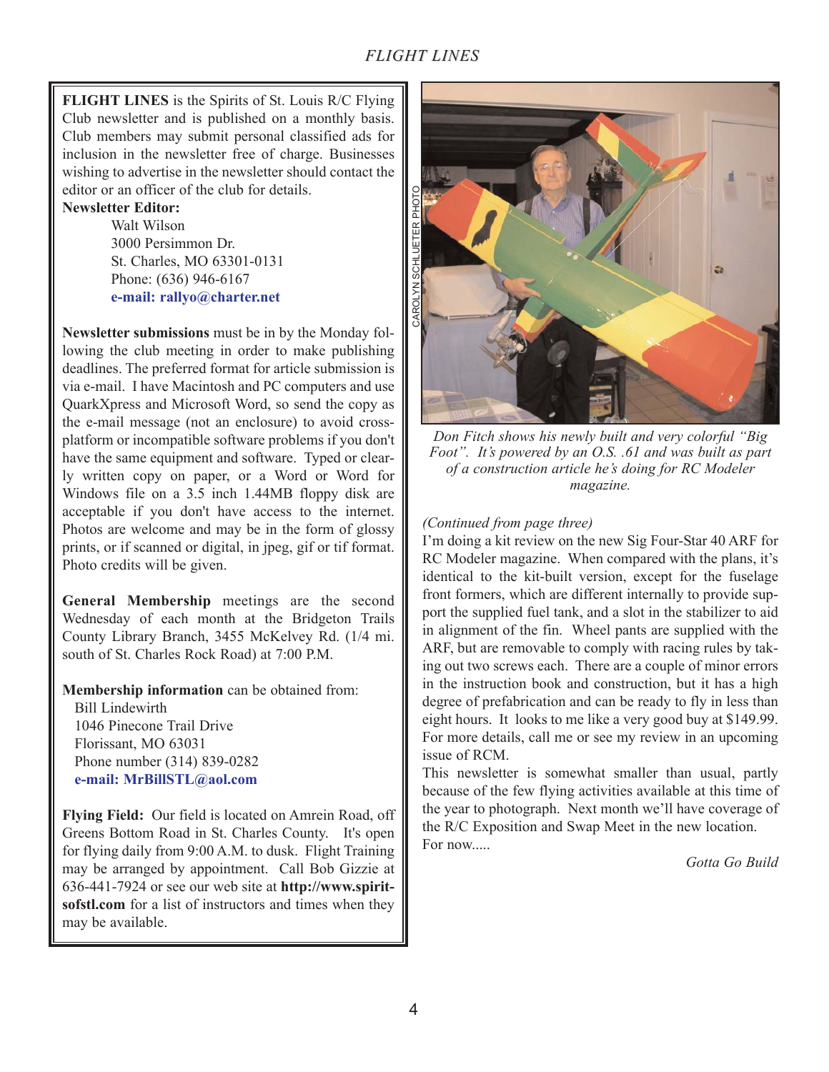**FLIGHT LINES** is the Spirits of St. Louis R/C Flying Club newsletter and is published on a monthly basis. Club members may submit personal classified ads for inclusion in the newsletter free of charge. Businesses wishing to advertise in the newsletter should contact the editor or an officer of the club for details.

**Newsletter Editor:**

Walt Wilson
3000 Persimmon Dr.
St. Charles, MO 63301-0131
Phone: (636) 946-6167
**e-mail: rallyo@charter.net**

**Newsletter submissions** must be in by the Monday following the club meeting in order to make publishing deadlines. The preferred format for article submission is via e-mail. I have Macintosh and PC computers and use QuarkXpress and Microsoft Word, so send the copy as the e-mail message (not an enclosure) to avoid cross-platform or incompatible software problems if you don't have the same equipment and software. Typed or clearly written copy on paper, or a Word or Word for Windows file on a 3.5 inch 1.44MB floppy disk are acceptable if you don't have access to the internet. Photos are welcome and may be in the form of glossy prints, or if scanned or digital, in jpeg, gif or tif format. Photo credits will be given.

**General Membership** meetings are the second Wednesday of each month at the Bridgeton Trails County Library Branch, 3455 McKelvey Rd. (1/4 mi. south of St. Charles Rock Road) at 7:00 P.M.

**Membership information** can be obtained from:

Bill Lindewirth
1046 Pinecone Trail Drive
Florissant, MO 63031
Phone number (314) 839-0282
**e-mail: MrBillSTL@aol.com**

**Flying Field:** Our field is located on Amrein Road, off Greens Bottom Road in St. Charles County. It's open for flying daily from 9:00 A.M. to dusk. Flight Training may be arranged by appointment. Call Bob Gizzie at 636-441-7924 or see our web site at **http://www.spiritsofstl.com** for a list of instructors and times when they may be available.

CAROLYN SCHLUETER PHOTO

*Don Fitch shows his newly built and very colorful "Big Foot". It's powered by an O.S. .61 and was built as part of a construction article he's doing for RC Modeler magazine.*

*(Continued from page three)*

I'm doing a kit review on the new Sig Four-Star 40 ARF for RC Modeler magazine. When compared with the plans, it's identical to the kit-built version, except for the fuselage front formers, which are different internally to provide support the supplied fuel tank, and a slot in the stabilizer to aid in alignment of the fin. Wheel pants are supplied with the ARF, but are removable to comply with racing rules by taking out two screws each. There are a couple of minor errors in the instruction book and construction, but it has a high degree of prefabrication and can be ready to fly in less than eight hours. It looks to me like a very good buy at $149.99. For more details, call me or see my review in an upcoming issue of RCM.

This newsletter is somewhat smaller than usual, partly because of the few flying activities available at this time of the year to photograph. Next month we'll have coverage of the R/C Exposition and Swap Meet in the new location.

For now.....

*Gotta Go Build*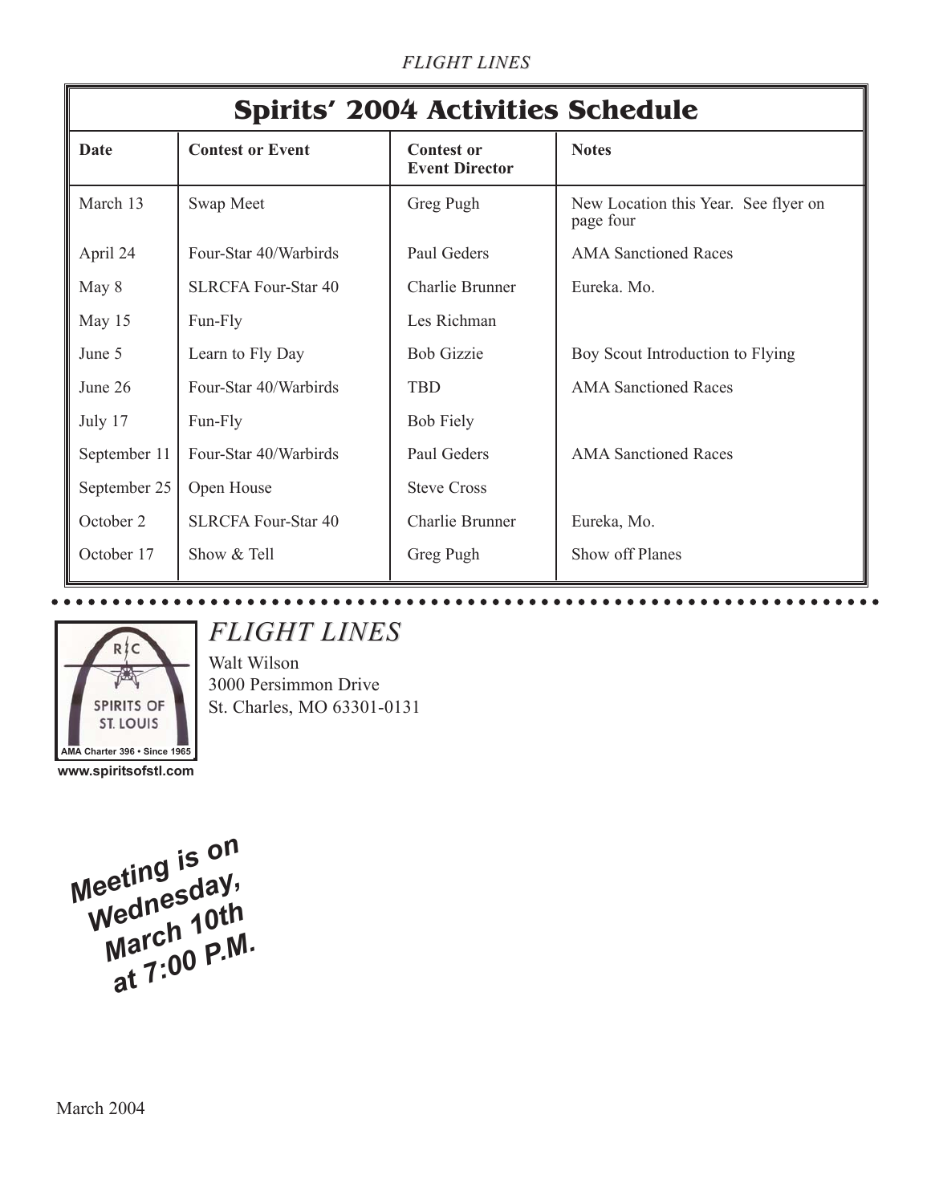# Spirits' 2004 Activities Schedule

| Date | Contest or Event | Contest or Event Director | Notes |
|---|---|---|---|
| March 13 | Swap Meet | Greg Pugh | New Location this Year. See flyer on page four |
| April 24 | Four-Star 40/Warbirds | Paul Geders | AMA Sanctioned Races |
| May 8 | SLRCFA Four-Star 40 | Charlie Brunner | Eureka. Mo. |
| May 15 | Fun-Fly | Les Richman | |
| June 5 | Learn to Fly Day | Bob Gizzie | Boy Scout Introduction to Flying |
| June 26 | Four-Star 40/Warbirds | TBD | AMA Sanctioned Races |
| July 17 | Fun-Fly | Bob Fiely | |
| September 11 | Four-Star 40/Warbirds | Paul Geders | AMA Sanctioned Races |
| September 25 | Open House | Steve Cross | |
| October 2 | SLRCFA Four-Star 40 | Charlie Brunner | Eureka, Mo. |
| October 17 | Show & Tell | Greg Pugh | Show off Planes |

R/C SPIRITS OF ST. LOUIS
AMA Charter 396 • Since 1965
www.spiritsofstl.com

## *FLIGHT LINES*

Walt Wilson
3000 Persimmon Drive
St. Charles, MO 63301-0131

***Meeting is on Wednesday, March 10th at 7:00 P.M.***

March 2004